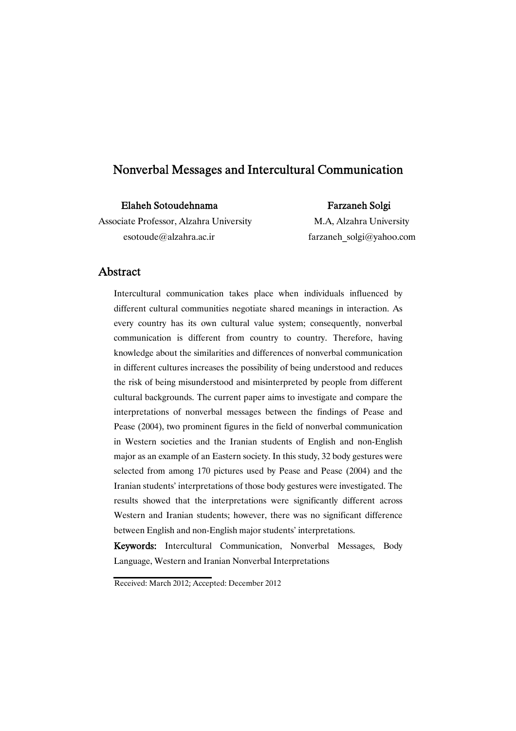# Nonverbal Messages and Intercultural Communication

**Elaheh Sotoudehnama**
Associate Professor, Alzahra University
esotoude@alzahra.ac.ir

**Farzaneh Solgi**
M.A, Alzahra University
farzaneh_solgi@yahoo.com

## Abstract

Intercultural communication takes place when individuals influenced by different cultural communities negotiate shared meanings in interaction. As every country has its own cultural value system; consequently, nonverbal communication is different from country to country. Therefore, having knowledge about the similarities and differences of nonverbal communication in different cultures increases the possibility of being understood and reduces the risk of being misunderstood and misinterpreted by people from different cultural backgrounds. The current paper aims to investigate and compare the interpretations of nonverbal messages between the findings of Pease and Pease (2004), two prominent figures in the field of nonverbal communication in Western societies and the Iranian students of English and non-English major as an example of an Eastern society. In this study, 32 body gestures were selected from among 170 pictures used by Pease and Pease (2004) and the Iranian students' interpretations of those body gestures were investigated. The results showed that the interpretations were significantly different across Western and Iranian students; however, there was no significant difference between English and non-English major students' interpretations.

**Keywords:** Intercultural Communication, Nonverbal Messages, Body Language, Western and Iranian Nonverbal Interpretations

Received: March 2012; Accepted: December 2012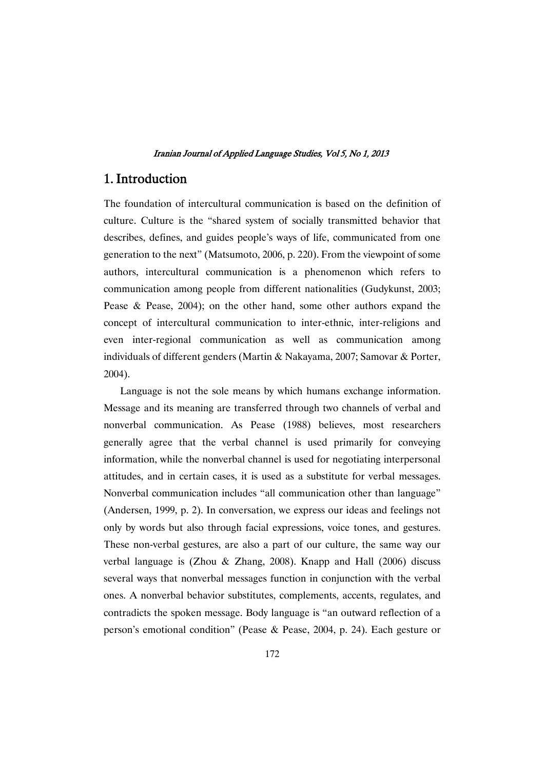## 1. Introduction

The foundation of intercultural communication is based on the definition of culture. Culture is the "shared system of socially transmitted behavior that describes, defines, and guides people's ways of life, communicated from one generation to the next" (Matsumoto, 2006, p. 220). From the viewpoint of some authors, intercultural communication is a phenomenon which refers to communication among people from different nationalities (Gudykunst, 2003; Pease & Pease, 2004); on the other hand, some other authors expand the concept of intercultural communication to inter-ethnic, inter-religions and even inter-regional communication as well as communication among individuals of different genders (Martin & Nakayama, 2007; Samovar & Porter, 2004).

Language is not the sole means by which humans exchange information. Message and its meaning are transferred through two channels of verbal and nonverbal communication. As Pease (1988) believes, most researchers generally agree that the verbal channel is used primarily for conveying information, while the nonverbal channel is used for negotiating interpersonal attitudes, and in certain cases, it is used as a substitute for verbal messages. Nonverbal communication includes "all communication other than language" (Andersen, 1999, p. 2). In conversation, we express our ideas and feelings not only by words but also through facial expressions, voice tones, and gestures. These non-verbal gestures, are also a part of our culture, the same way our verbal language is (Zhou & Zhang, 2008). Knapp and Hall (2006) discuss several ways that nonverbal messages function in conjunction with the verbal ones. A nonverbal behavior substitutes, complements, accents, regulates, and contradicts the spoken message. Body language is "an outward reflection of a person's emotional condition" (Pease & Pease, 2004, p. 24). Each gesture or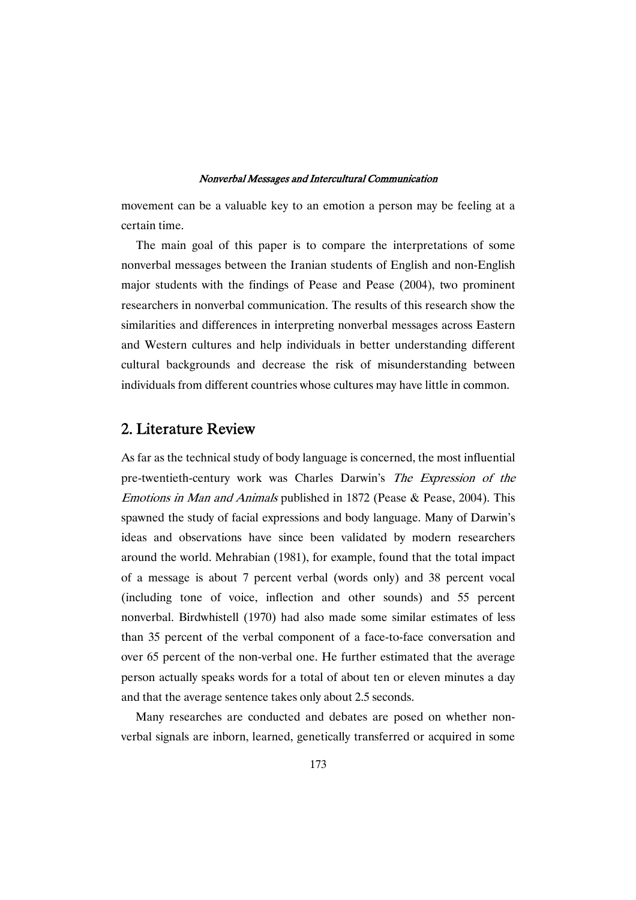movement can be a valuable key to an emotion a person may be feeling at a certain time.

The main goal of this paper is to compare the interpretations of some nonverbal messages between the Iranian students of English and non-English major students with the findings of Pease and Pease (2004), two prominent researchers in nonverbal communication. The results of this research show the similarities and differences in interpreting nonverbal messages across Eastern and Western cultures and help individuals in better understanding different cultural backgrounds and decrease the risk of misunderstanding between individuals from different countries whose cultures may have little in common.

## 2. Literature Review

As far as the technical study of body language is concerned, the most influential pre-twentieth-century work was Charles Darwin's *The Expression of the Emotions in Man and Animals* published in 1872 (Pease & Pease, 2004). This spawned the study of facial expressions and body language. Many of Darwin's ideas and observations have since been validated by modern researchers around the world. Mehrabian (1981), for example, found that the total impact of a message is about 7 percent verbal (words only) and 38 percent vocal (including tone of voice, inflection and other sounds) and 55 percent nonverbal. Birdwhistell (1970) had also made some similar estimates of less than 35 percent of the verbal component of a face-to-face conversation and over 65 percent of the non-verbal one. He further estimated that the average person actually speaks words for a total of about ten or eleven minutes a day and that the average sentence takes only about 2.5 seconds.

Many researches are conducted and debates are posed on whether non-verbal signals are inborn, learned, genetically transferred or acquired in some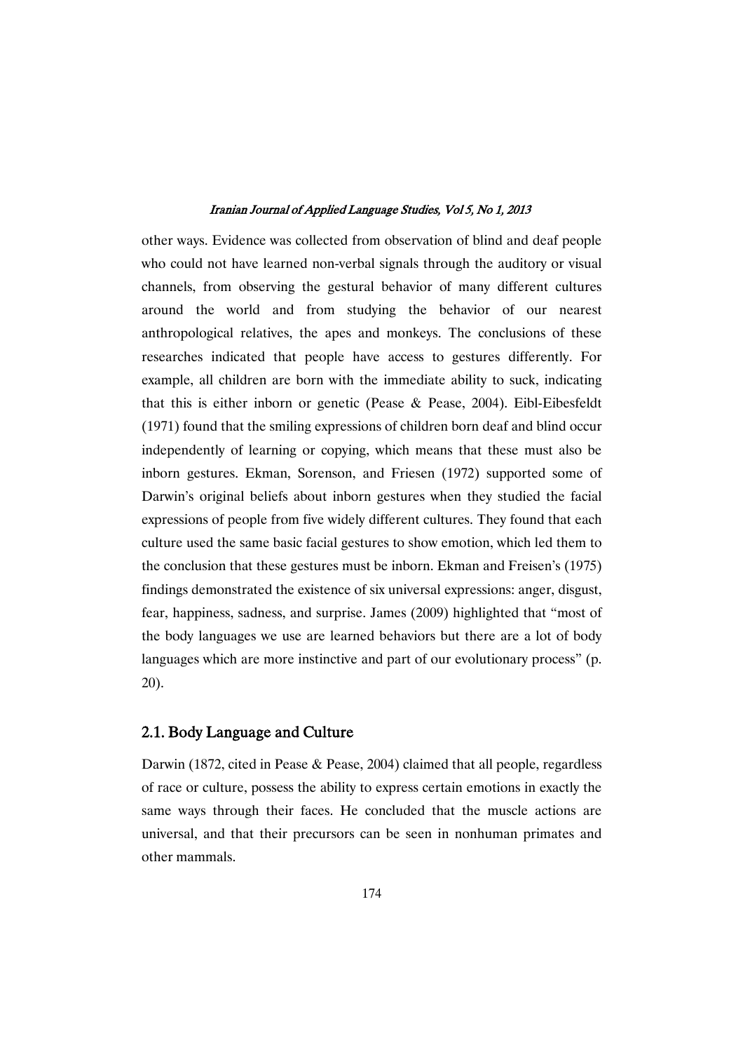other ways. Evidence was collected from observation of blind and deaf people who could not have learned non-verbal signals through the auditory or visual channels, from observing the gestural behavior of many different cultures around the world and from studying the behavior of our nearest anthropological relatives, the apes and monkeys. The conclusions of these researches indicated that people have access to gestures differently. For example, all children are born with the immediate ability to suck, indicating that this is either inborn or genetic (Pease & Pease, 2004). Eibl-Eibesfeldt (1971) found that the smiling expressions of children born deaf and blind occur independently of learning or copying, which means that these must also be inborn gestures. Ekman, Sorenson, and Friesen (1972) supported some of Darwin's original beliefs about inborn gestures when they studied the facial expressions of people from five widely different cultures. They found that each culture used the same basic facial gestures to show emotion, which led them to the conclusion that these gestures must be inborn. Ekman and Freisen's (1975) findings demonstrated the existence of six universal expressions: anger, disgust, fear, happiness, sadness, and surprise. James (2009) highlighted that "most of the body languages we use are learned behaviors but there are a lot of body languages which are more instinctive and part of our evolutionary process" (p. 20).

## 2.1. Body Language and Culture

Darwin (1872, cited in Pease & Pease, 2004) claimed that all people, regardless of race or culture, possess the ability to express certain emotions in exactly the same ways through their faces. He concluded that the muscle actions are universal, and that their precursors can be seen in nonhuman primates and other mammals.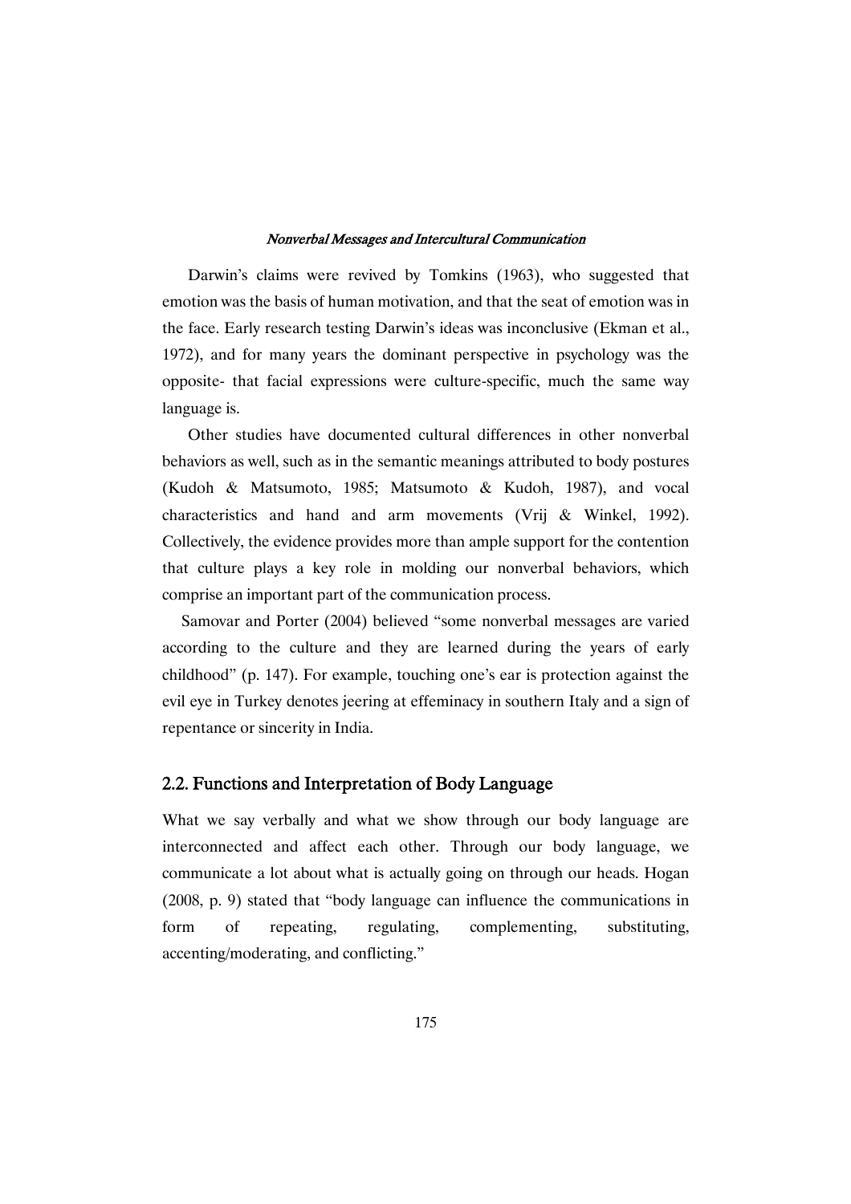Darwin's claims were revived by Tomkins (1963), who suggested that emotion was the basis of human motivation, and that the seat of emotion was in the face. Early research testing Darwin's ideas was inconclusive (Ekman et al., 1972), and for many years the dominant perspective in psychology was the opposite- that facial expressions were culture-specific, much the same way language is.

Other studies have documented cultural differences in other nonverbal behaviors as well, such as in the semantic meanings attributed to body postures (Kudoh & Matsumoto, 1985; Matsumoto & Kudoh, 1987), and vocal characteristics and hand and arm movements (Vrij & Winkel, 1992). Collectively, the evidence provides more than ample support for the contention that culture plays a key role in molding our nonverbal behaviors, which comprise an important part of the communication process.

Samovar and Porter (2004) believed "some nonverbal messages are varied according to the culture and they are learned during the years of early childhood" (p. 147). For example, touching one's ear is protection against the evil eye in Turkey denotes jeering at effeminacy in southern Italy and a sign of repentance or sincerity in India.

## 2.2. Functions and Interpretation of Body Language

What we say verbally and what we show through our body language are interconnected and affect each other. Through our body language, we communicate a lot about what is actually going on through our heads. Hogan (2008, p. 9) stated that "body language can influence the communications in form of repeating, regulating, complementing, substituting, accenting/moderating, and conflicting."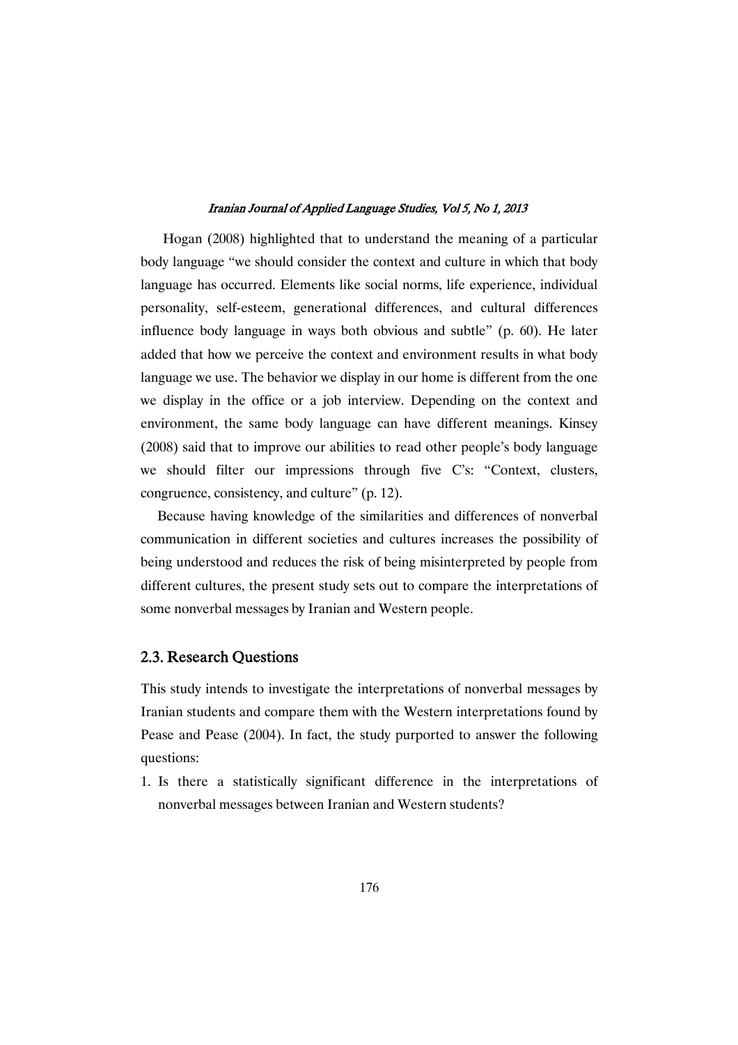Hogan (2008) highlighted that to understand the meaning of a particular body language "we should consider the context and culture in which that body language has occurred. Elements like social norms, life experience, individual personality, self-esteem, generational differences, and cultural differences influence body language in ways both obvious and subtle" (p. 60). He later added that how we perceive the context and environment results in what body language we use. The behavior we display in our home is different from the one we display in the office or a job interview. Depending on the context and environment, the same body language can have different meanings. Kinsey (2008) said that to improve our abilities to read other people's body language we should filter our impressions through five C's: "Context, clusters, congruence, consistency, and culture" (p. 12).

Because having knowledge of the similarities and differences of nonverbal communication in different societies and cultures increases the possibility of being understood and reduces the risk of being misinterpreted by people from different cultures, the present study sets out to compare the interpretations of some nonverbal messages by Iranian and Western people.

## 2.3. Research Questions

This study intends to investigate the interpretations of nonverbal messages by Iranian students and compare them with the Western interpretations found by Pease and Pease (2004). In fact, the study purported to answer the following questions:

1. Is there a statistically significant difference in the interpretations of nonverbal messages between Iranian and Western students?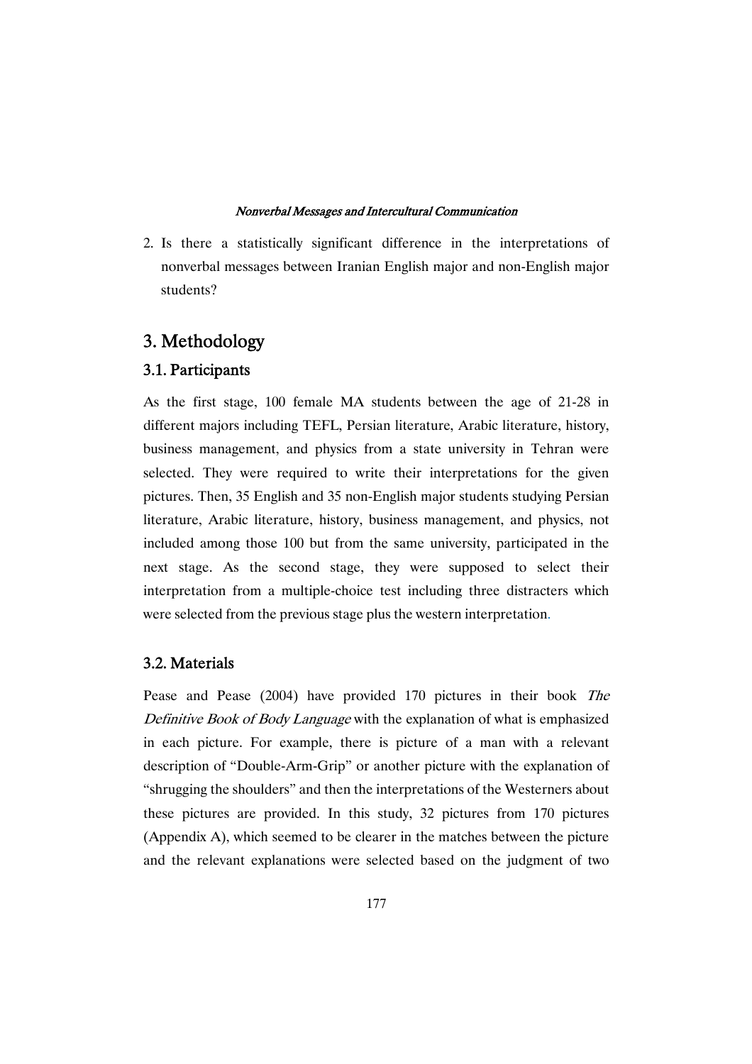2. Is there a statistically significant difference in the interpretations of nonverbal messages between Iranian English major and non-English major students?

## 3. Methodology

### 3.1. Participants

As the first stage, 100 female MA students between the age of 21-28 in different majors including TEFL, Persian literature, Arabic literature, history, business management, and physics from a state university in Tehran were selected. They were required to write their interpretations for the given pictures. Then, 35 English and 35 non-English major students studying Persian literature, Arabic literature, history, business management, and physics, not included among those 100 but from the same university, participated in the next stage. As the second stage, they were supposed to select their interpretation from a multiple-choice test including three distracters which were selected from the previous stage plus the western interpretation.

### 3.2. Materials

Pease and Pease (2004) have provided 170 pictures in their book *The Definitive Book of Body Language* with the explanation of what is emphasized in each picture. For example, there is picture of a man with a relevant description of "Double-Arm-Grip" or another picture with the explanation of "shrugging the shoulders" and then the interpretations of the Westerners about these pictures are provided. In this study, 32 pictures from 170 pictures (Appendix A), which seemed to be clearer in the matches between the picture and the relevant explanations were selected based on the judgment of two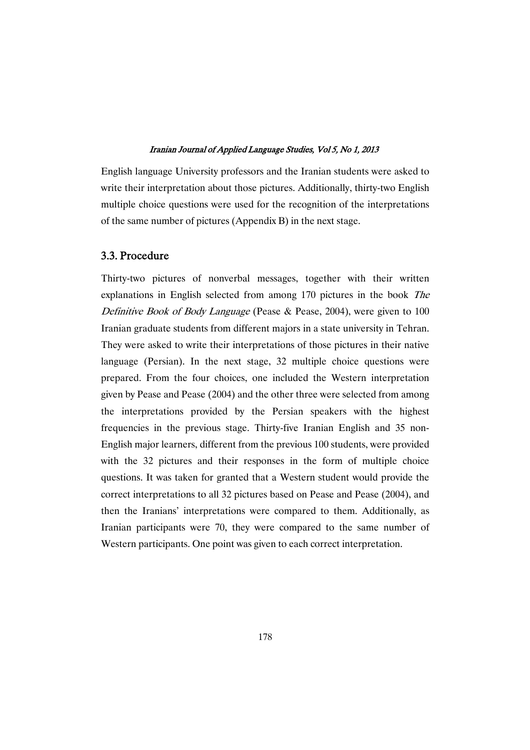English language University professors and the Iranian students were asked to write their interpretation about those pictures. Additionally, thirty-two English multiple choice questions were used for the recognition of the interpretations of the same number of pictures (Appendix B) in the next stage.

## 3.3. Procedure

Thirty-two pictures of nonverbal messages, together with their written explanations in English selected from among 170 pictures in the book *The Definitive Book of Body Language* (Pease & Pease, 2004), were given to 100 Iranian graduate students from different majors in a state university in Tehran. They were asked to write their interpretations of those pictures in their native language (Persian). In the next stage, 32 multiple choice questions were prepared. From the four choices, one included the Western interpretation given by Pease and Pease (2004) and the other three were selected from among the interpretations provided by the Persian speakers with the highest frequencies in the previous stage. Thirty-five Iranian English and 35 non-English major learners, different from the previous 100 students, were provided with the 32 pictures and their responses in the form of multiple choice questions. It was taken for granted that a Western student would provide the correct interpretations to all 32 pictures based on Pease and Pease (2004), and then the Iranians' interpretations were compared to them. Additionally, as Iranian participants were 70, they were compared to the same number of Western participants. One point was given to each correct interpretation.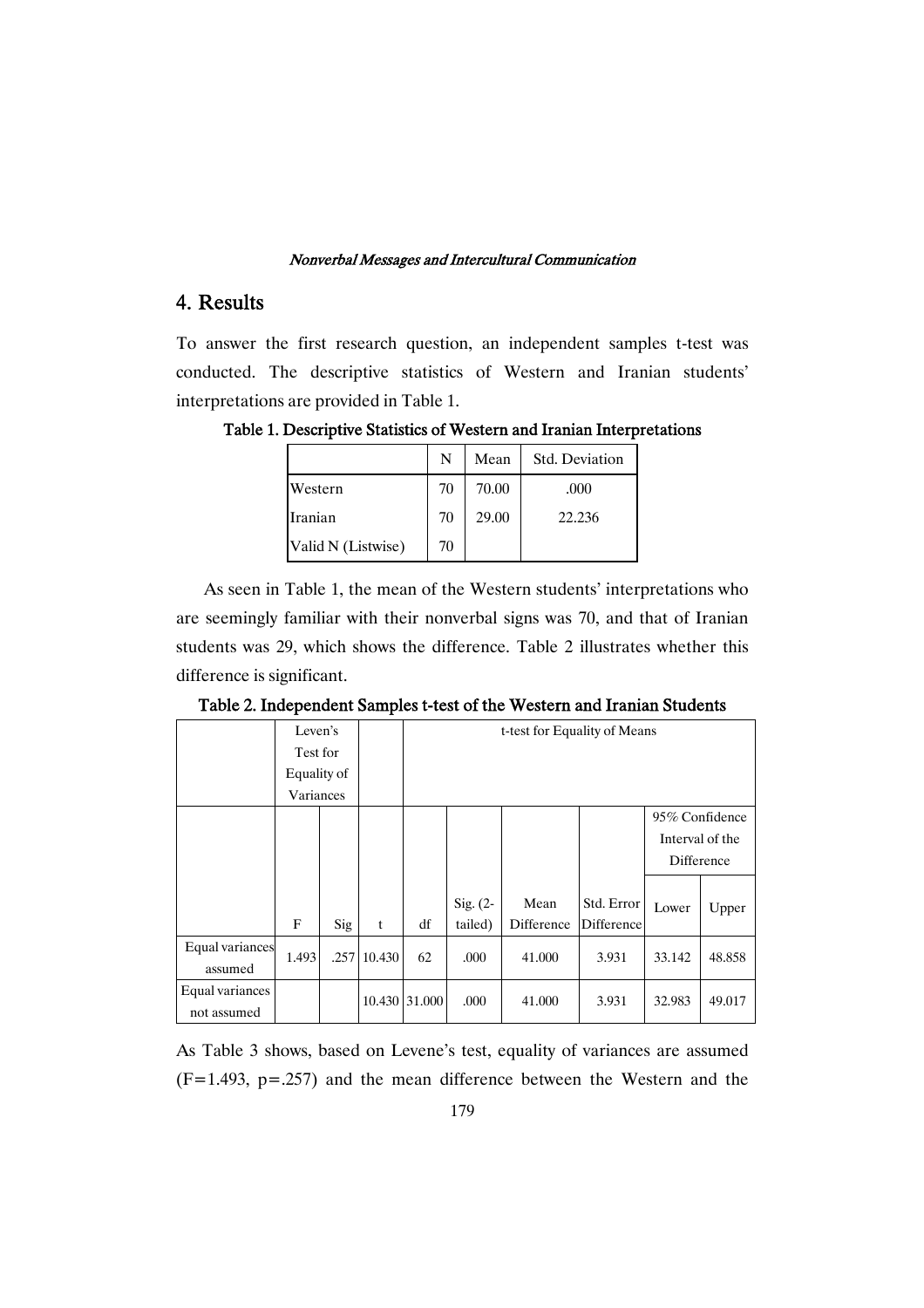## 4. Results

To answer the first research question, an independent samples t-test was conducted. The descriptive statistics of Western and Iranian students' interpretations are provided in Table 1.

**Table 1. Descriptive Statistics of Western and Iranian Interpretations**

| | N | Mean | Std. Deviation |
|---|---|---|---|
| Western | 70 | 70.00 | .000 |
| Iranian | 70 | 29.00 | 22.236 |
| Valid N (Listwise) | 70 | | |

As seen in Table 1, the mean of the Western students' interpretations who are seemingly familiar with their nonverbal signs was 70, and that of Iranian students was 29, which shows the difference. Table 2 illustrates whether this difference is significant.

**Table 2. Independent Samples t-test of the Western and Iranian Students**

| | Leven's Test for Equality of Variances | | | t-test for Equality of Means | | | | | |
|---|---|---|---|---|---|---|---|---|---|
| | | | | | | | | 95% Confidence Interval of the Difference | |
| | F | Sig | t | df | Sig. (2-tailed) | Mean Difference | Std. Error Difference | Lower | Upper |
| Equal variances assumed | 1.493 | .257 | 10.430 | 62 | .000 | 41.000 | 3.931 | 33.142 | 48.858 |
| Equal variances not assumed | | | 10.430 | 31.000 | .000 | 41.000 | 3.931 | 32.983 | 49.017 |

As Table 3 shows, based on Levene's test, equality of variances are assumed ($F=1.493$, $p=.257$) and the mean difference between the Western and the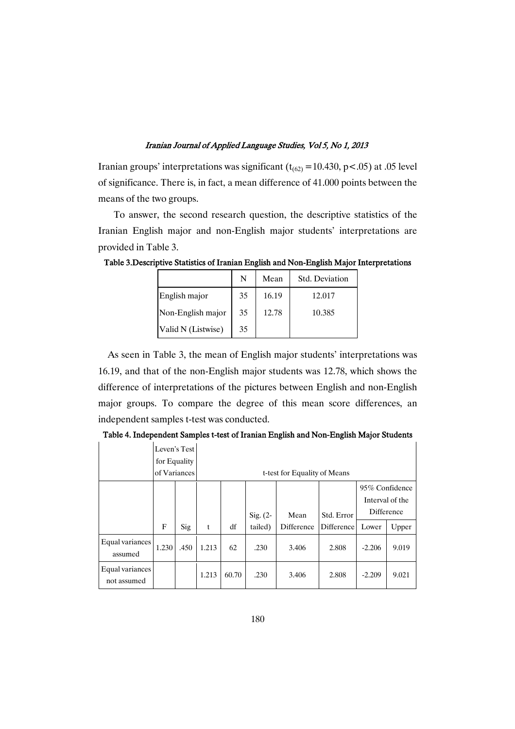Iranian groups' interpretations was significant ($t_{(62)} = 10.430$, $p < .05$) at .05 level of significance. There is, in fact, a mean difference of 41.000 points between the means of the two groups.

To answer, the second research question, the descriptive statistics of the Iranian English major and non-English major students' interpretations are provided in Table 3.

**Table 3.Descriptive Statistics of Iranian English and Non-English Major Interpretations**

| | N | Mean | Std. Deviation |
|---|---|---|---|
| English major | 35 | 16.19 | 12.017 |
| Non-English major | 35 | 12.78 | 10.385 |
| Valid N (Listwise) | 35 | | |

As seen in Table 3, the mean of English major students' interpretations was 16.19, and that of the non-English major students was 12.78, which shows the difference of interpretations of the pictures between English and non-English major groups. To compare the degree of this mean score differences, an independent samples t-test was conducted.

**Table 4. Independent Samples t-test of Iranian English and Non-English Major Students**

| | Leven's Test for Equality of Variances | | t-test for Equality of Means | | | | | | |
|---|---|---|---|---|---|---|---|---|---|
| | | | | | | | | 95% Confidence Interval of the Difference | |
| | F | Sig | t | df | Sig. (2-tailed) | Mean Difference | Std. Error Difference | Lower | Upper |
| Equal variances assumed | 1.230 | .450 | 1.213 | 62 | .230 | 3.406 | 2.808 | -2.206 | 9.019 |
| Equal variances not assumed | | | 1.213 | 60.70 | .230 | 3.406 | 2.808 | -2.209 | 9.021 |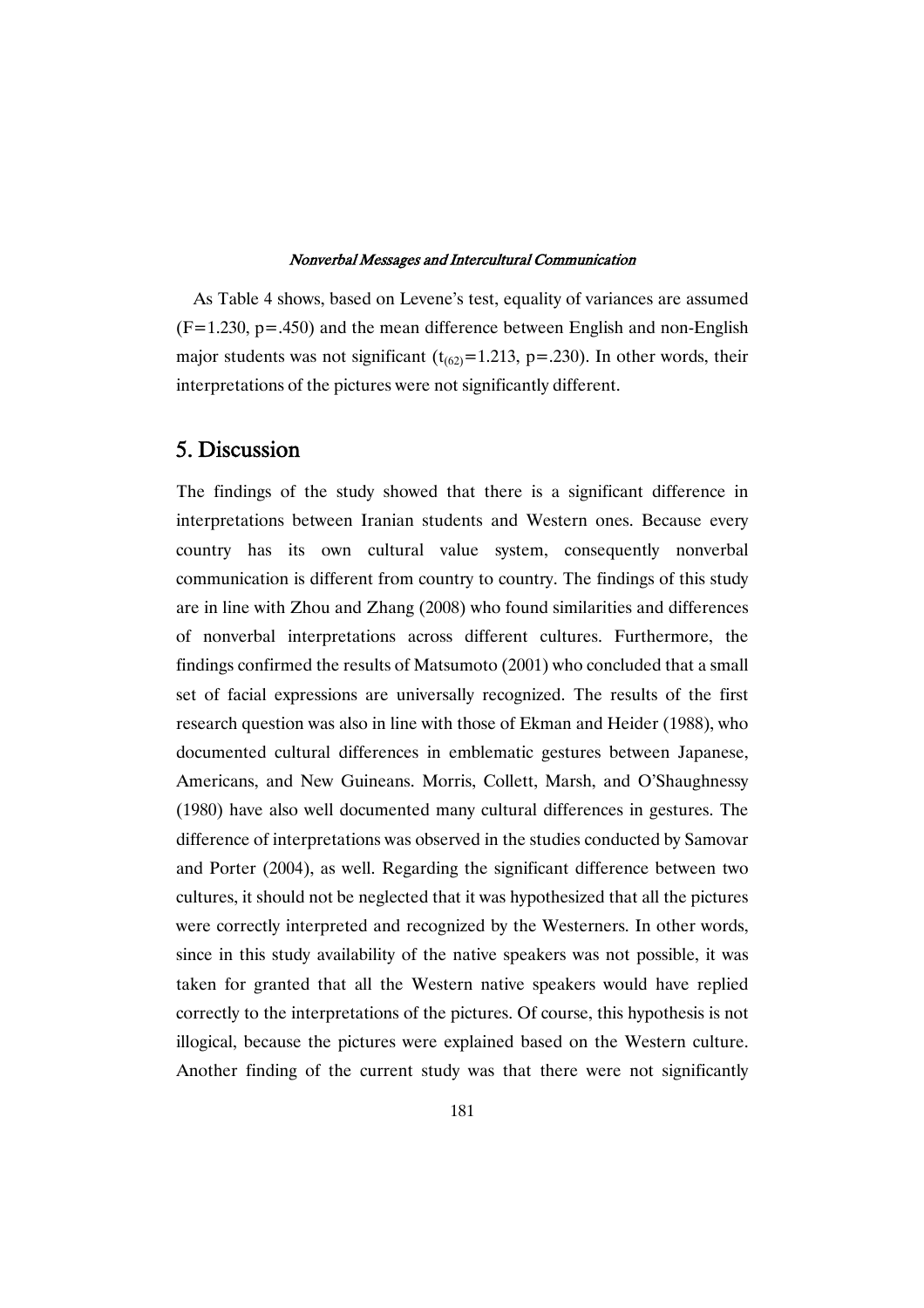As Table 4 shows, based on Levene's test, equality of variances are assumed ($F=1.230$, $p=.450$) and the mean difference between English and non-English major students was not significant ($t_{(62)}=1.213$, $p=.230$). In other words, their interpretations of the pictures were not significantly different.

## 5. Discussion

The findings of the study showed that there is a significant difference in interpretations between Iranian students and Western ones. Because every country has its own cultural value system, consequently nonverbal communication is different from country to country. The findings of this study are in line with Zhou and Zhang (2008) who found similarities and differences of nonverbal interpretations across different cultures. Furthermore, the findings confirmed the results of Matsumoto (2001) who concluded that a small set of facial expressions are universally recognized. The results of the first research question was also in line with those of Ekman and Heider (1988), who documented cultural differences in emblematic gestures between Japanese, Americans, and New Guineans. Morris, Collett, Marsh, and O'Shaughnessy (1980) have also well documented many cultural differences in gestures. The difference of interpretations was observed in the studies conducted by Samovar and Porter (2004), as well. Regarding the significant difference between two cultures, it should not be neglected that it was hypothesized that all the pictures were correctly interpreted and recognized by the Westerners. In other words, since in this study availability of the native speakers was not possible, it was taken for granted that all the Western native speakers would have replied correctly to the interpretations of the pictures. Of course, this hypothesis is not illogical, because the pictures were explained based on the Western culture. Another finding of the current study was that there were not significantly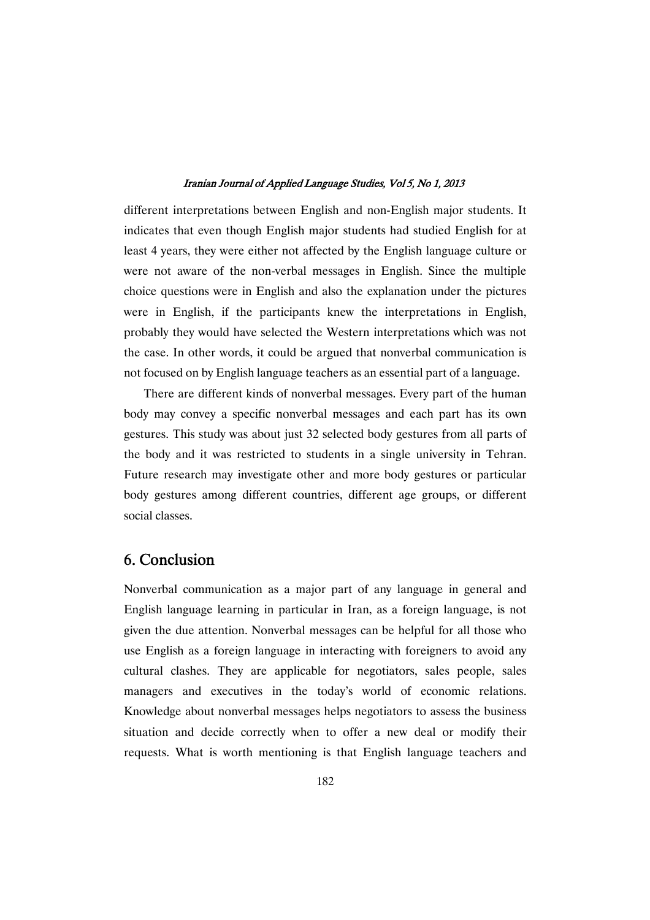different interpretations between English and non-English major students. It indicates that even though English major students had studied English for at least 4 years, they were either not affected by the English language culture or were not aware of the non-verbal messages in English. Since the multiple choice questions were in English and also the explanation under the pictures were in English, if the participants knew the interpretations in English, probably they would have selected the Western interpretations which was not the case. In other words, it could be argued that nonverbal communication is not focused on by English language teachers as an essential part of a language.

There are different kinds of nonverbal messages. Every part of the human body may convey a specific nonverbal messages and each part has its own gestures. This study was about just 32 selected body gestures from all parts of the body and it was restricted to students in a single university in Tehran. Future research may investigate other and more body gestures or particular body gestures among different countries, different age groups, or different social classes.

## 6. Conclusion

Nonverbal communication as a major part of any language in general and English language learning in particular in Iran, as a foreign language, is not given the due attention. Nonverbal messages can be helpful for all those who use English as a foreign language in interacting with foreigners to avoid any cultural clashes. They are applicable for negotiators, sales people, sales managers and executives in the today's world of economic relations. Knowledge about nonverbal messages helps negotiators to assess the business situation and decide correctly when to offer a new deal or modify their requests. What is worth mentioning is that English language teachers and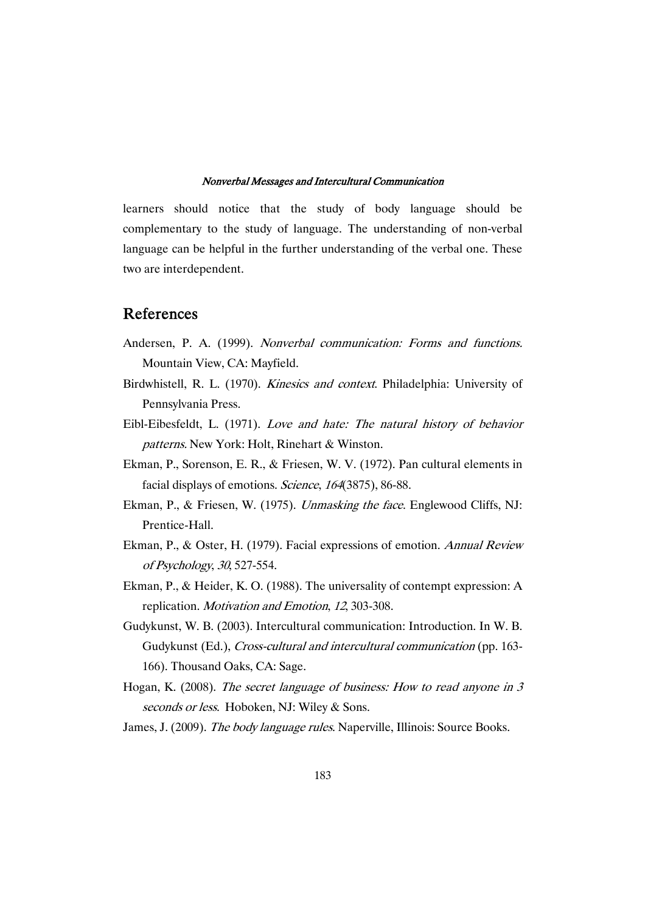learners should notice that the study of body language should be complementary to the study of language. The understanding of non-verbal language can be helpful in the further understanding of the verbal one. These two are interdependent.

## References

Andersen, P. A. (1999). *Nonverbal communication: Forms and functions.* Mountain View, CA: Mayfield.

Birdwhistell, R. L. (1970). *Kinesics and context*. Philadelphia: University of Pennsylvania Press.

Eibl-Eibesfeldt, L. (1971). *Love and hate: The natural history of behavior patterns.* New York: Holt, Rinehart & Winston.

Ekman, P., Sorenson, E. R., & Friesen, W. V. (1972). Pan cultural elements in facial displays of emotions. *Science*, *164*(3875), 86-88.

Ekman, P., & Friesen, W. (1975). *Unmasking the face*. Englewood Cliffs, NJ: Prentice-Hall.

Ekman, P., & Oster, H. (1979). Facial expressions of emotion. *Annual Review of Psychology*, *30*, 527-554.

Ekman, P., & Heider, K. O. (1988). The universality of contempt expression: A replication. *Motivation and Emotion*, *12*, 303-308.

Gudykunst, W. B. (2003). Intercultural communication: Introduction. In W. B. Gudykunst (Ed.), *Cross-cultural and intercultural communication* (pp. 163-166). Thousand Oaks, CA: Sage.

Hogan, K. (2008). *The secret language of business: How to read anyone in 3 seconds or less*. Hoboken, NJ: Wiley & Sons.

James, J. (2009). *The body language rules*. Naperville, Illinois: Source Books.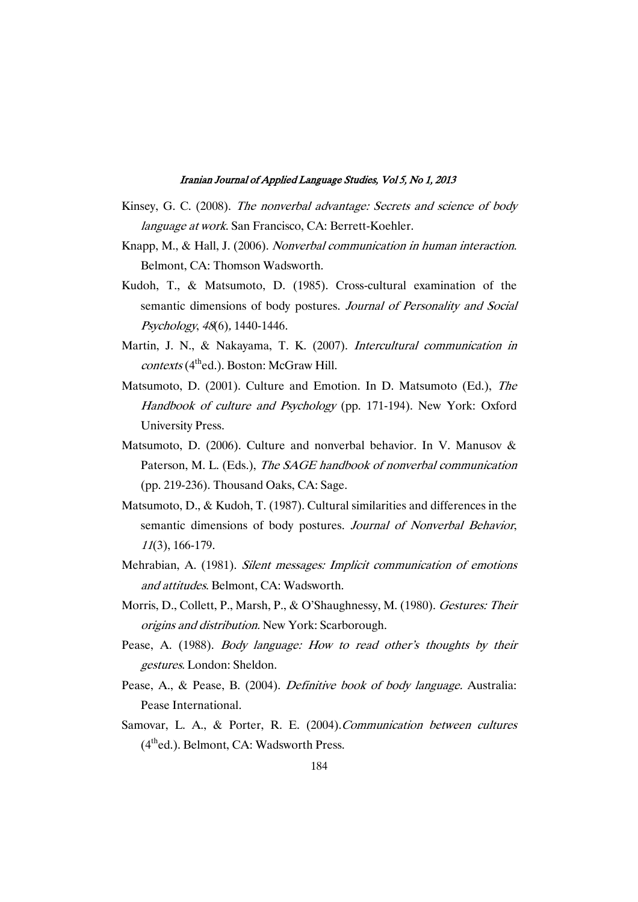Kinsey, G. C. (2008). *The nonverbal advantage: Secrets and science of body language at work*. San Francisco, CA: Berrett-Koehler.

Knapp, M., & Hall, J. (2006). *Nonverbal communication in human interaction*. Belmont, CA: Thomson Wadsworth.

Kudoh, T., & Matsumoto, D. (1985). Cross-cultural examination of the semantic dimensions of body postures. *Journal of Personality and Social Psychology*, *48*(6), 1440-1446.

Martin, J. N., & Nakayama, T. K. (2007). *Intercultural communication in contexts* (4th ed.). Boston: McGraw Hill.

Matsumoto, D. (2001). Culture and Emotion. In D. Matsumoto (Ed.), *The Handbook of culture and Psychology* (pp. 171-194). New York: Oxford University Press.

Matsumoto, D. (2006). Culture and nonverbal behavior. In V. Manusov & Paterson, M. L. (Eds.), *The SAGE handbook of nonverbal communication* (pp. 219-236). Thousand Oaks, CA: Sage.

Matsumoto, D., & Kudoh, T. (1987). Cultural similarities and differences in the semantic dimensions of body postures. *Journal of Nonverbal Behavior*, *11*(3), 166-179.

Mehrabian, A. (1981). *Silent messages: Implicit communication of emotions and attitudes*. Belmont, CA: Wadsworth.

Morris, D., Collett, P., Marsh, P., & O'Shaughnessy, M. (1980). *Gestures: Their origins and distribution*. New York: Scarborough.

Pease, A. (1988). *Body language: How to read other's thoughts by their gestures*. London: Sheldon.

Pease, A., & Pease, B. (2004). *Definitive book of body language*. Australia: Pease International.

Samovar, L. A., & Porter, R. E. (2004). *Communication between cultures* (4th ed.). Belmont, CA: Wadsworth Press.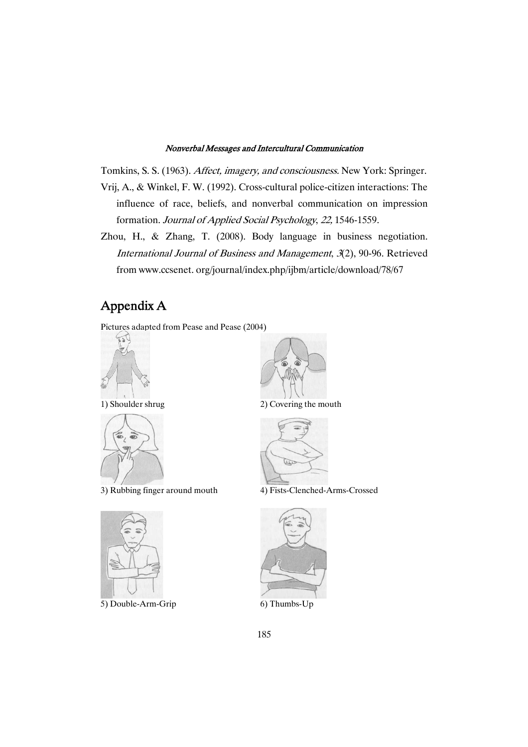Tomkins, S. S. (1963). *Affect, imagery, and consciousness.* New York: Springer.

Vrij, A., & Winkel, F. W. (1992). Cross-cultural police-citizen interactions: The influence of race, beliefs, and nonverbal communication on impression formation. *Journal of Applied Social Psychology*, *22,* 1546-1559.

Zhou, H., & Zhang, T. (2008). Body language in business negotiation. *International Journal of Business and Management*, *3*(2), 90-96. Retrieved from www.ccsenet. org/journal/index.php/ijbm/article/download/78/67

## Appendix A

Pictures adapted from Pease and Pease (2004)

1) Shoulder shrug

2) Covering the mouth

3) Rubbing finger around mouth

4) Fists-Clenched-Arms-Crossed

5) Double-Arm-Grip

6) Thumbs-Up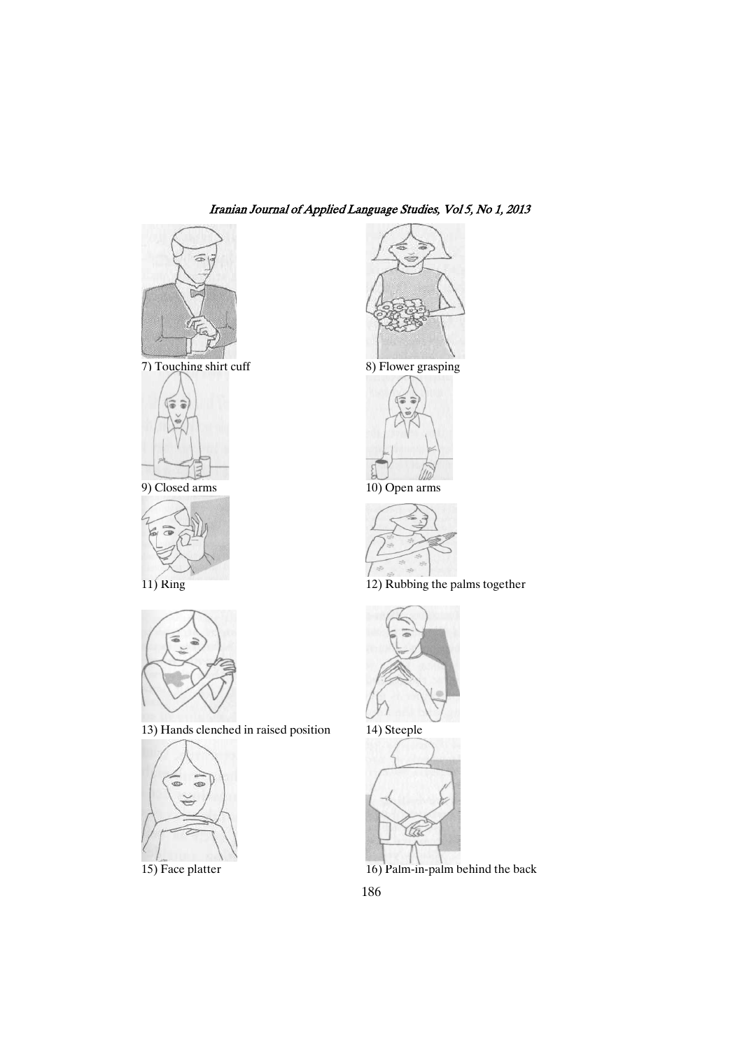7) Touching shirt cuff

8) Flower grasping

9) Closed arms

10) Open arms

11) Ring

12) Rubbing the palms together

13) Hands clenched in raised position

14) Steeple

15) Face platter

16) Palm-in-palm behind the back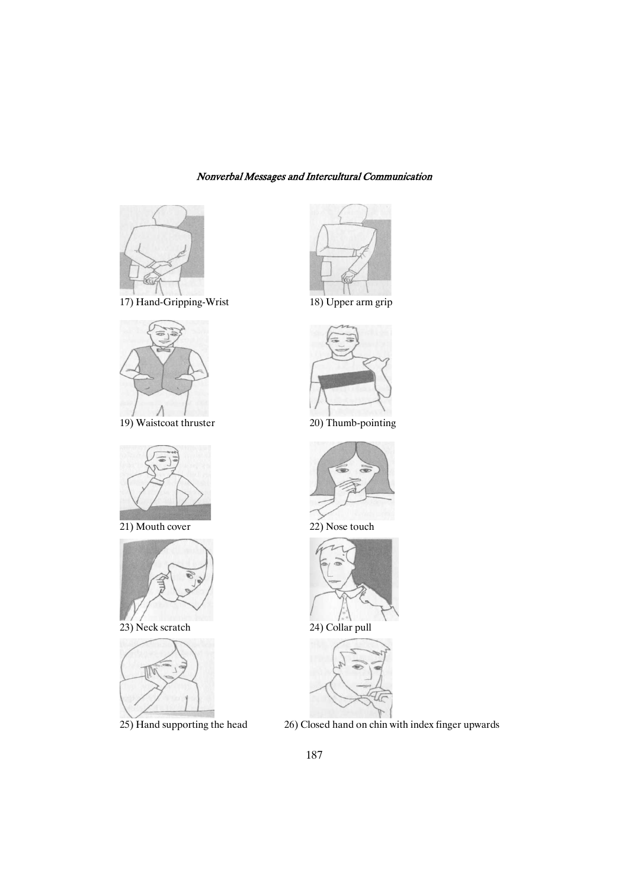17) Hand-Gripping-Wrist

18) Upper arm grip

19) Waistcoat thruster

20) Thumb-pointing

21) Mouth cover

22) Nose touch

23) Neck scratch

24) Collar pull

25) Hand supporting the head

26) Closed hand on chin with index finger upwards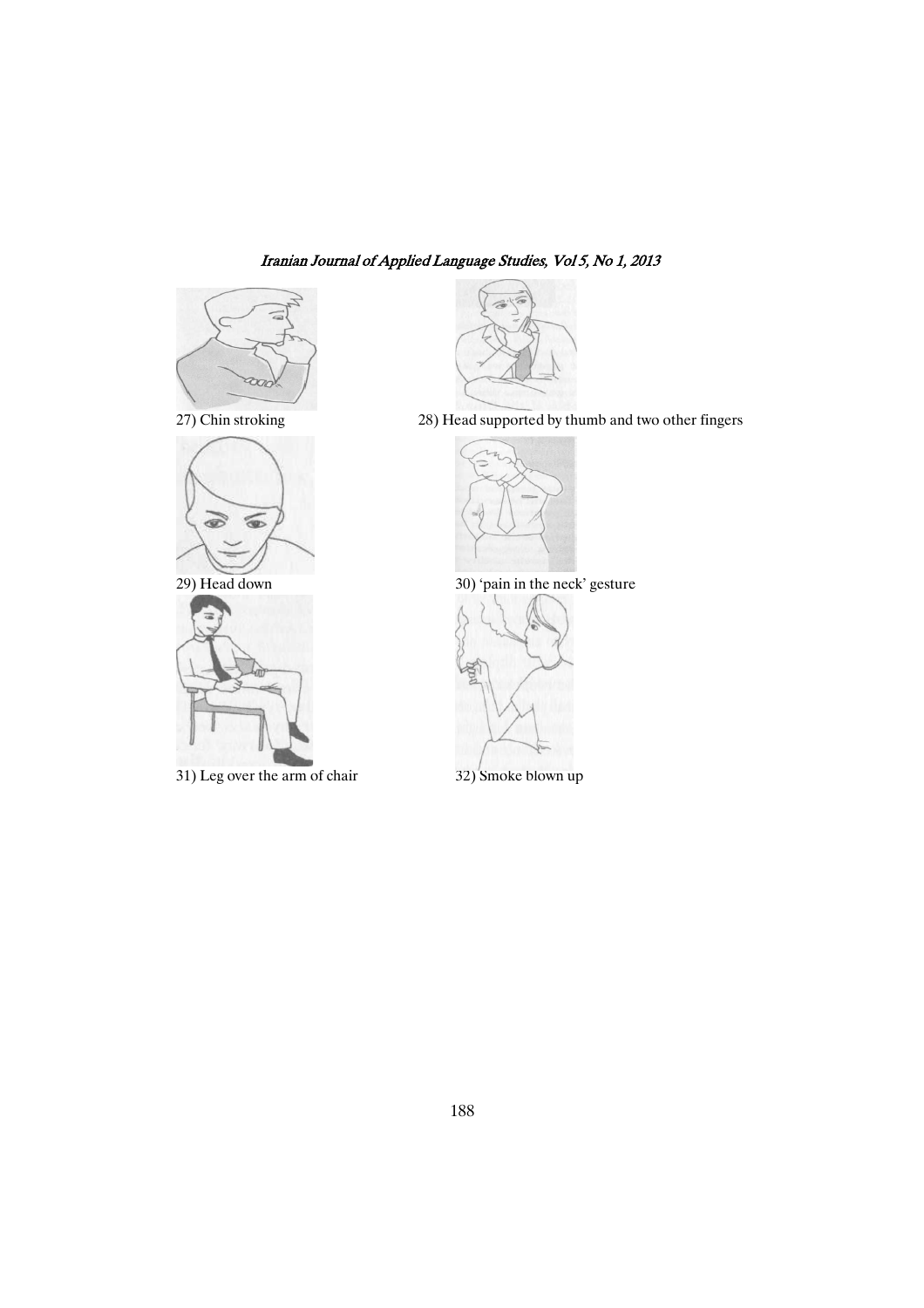27) Chin stroking

28) Head supported by thumb and two other fingers

29) Head down

30) 'pain in the neck' gesture

31) Leg over the arm of chair

32) Smoke blown up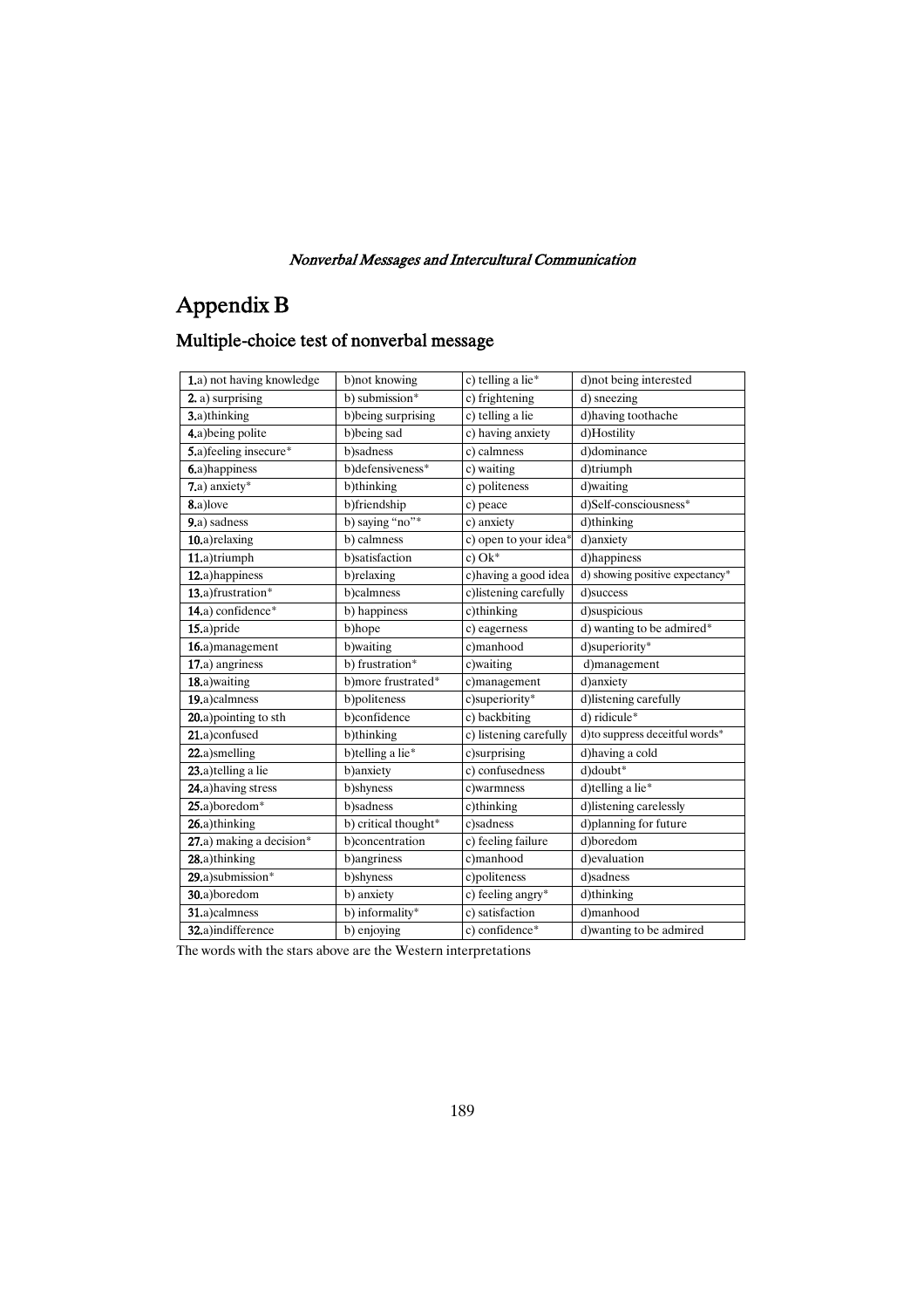# Appendix B

## Multiple-choice test of nonverbal message

| | | | |
|---|---|---|---|
| **1.** a) not having knowledge | b) not knowing | c) telling a lie* | d) not being interested |
| **2.** a) surprising | b) submission* | c) frightening | d) sneezing |
| **3.** a) thinking | b) being surprising | c) telling a lie | d) having toothache |
| **4.** a) being polite | b) being sad | c) having anxiety | d) Hostility |
| **5.** a) feeling insecure* | b) sadness | c) calmness | d) dominance |
| **6.** a) happiness | b) defensiveness* | c) waiting | d) triumph |
| **7.** a) anxiety* | b) thinking | c) politeness | d) waiting |
| **8.** a) love | b) friendship | c) peace | d) Self-consciousness* |
| **9.** a) sadness | b) saying "no"* | c) anxiety | d) thinking |
| **10.** a) relaxing | b) calmness | c) open to your idea* | d) anxiety |
| **11.** a) triumph | b) satisfaction | c) Ok* | d) happiness |
| **12.** a) happiness | b) relaxing | c) having a good idea | d) showing positive expectancy* |
| **13.** a) frustration* | b) calmness | c) listening carefully | d) success |
| **14.** a) confidence* | b) happiness | c) thinking | d) suspicious |
| **15.** a) pride | b) hope | c) eagerness | d) wanting to be admired* |
| **16.** a) management | b) waiting | c) manhood | d) superiority* |
| **17.** a) angriness | b) frustration* | c) waiting | d) management |
| **18.** a) waiting | b) more frustrated* | c) management | d) anxiety |
| **19.** a) calmness | b) politeness | c) superiority* | d) listening carefully |
| **20.** a) pointing to sth | b) confidence | c) backbiting | d) ridicule* |
| **21.** a) confused | b) thinking | c) listening carefully | d) to suppress deceitful words* |
| **22.** a) smelling | b) telling a lie* | c) surprising | d) having a cold |
| **23.** a) telling a lie | b) anxiety | c) confusedness | d) doubt* |
| **24.** a) having stress | b) shyness | c) warmness | d) telling a lie* |
| **25.** a) boredom* | b) sadness | c) thinking | d) listening carelessly |
| **26.** a) thinking | b) critical thought* | c) sadness | d) planning for future |
| **27.** a) making a decision* | b) concentration | c) feeling failure | d) boredom |
| **28.** a) thinking | b) angriness | c) manhood | d) evaluation |
| **29.** a) submission* | b) shyness | c) politeness | d) sadness |
| **30.** a) boredom | b) anxiety | c) feeling angry* | d) thinking |
| **31.** a) calmness | b) informality* | c) satisfaction | d) manhood |
| **32.** a) indifference | b) enjoying | c) confidence* | d) wanting to be admired |

The words with the stars above are the Western interpretations